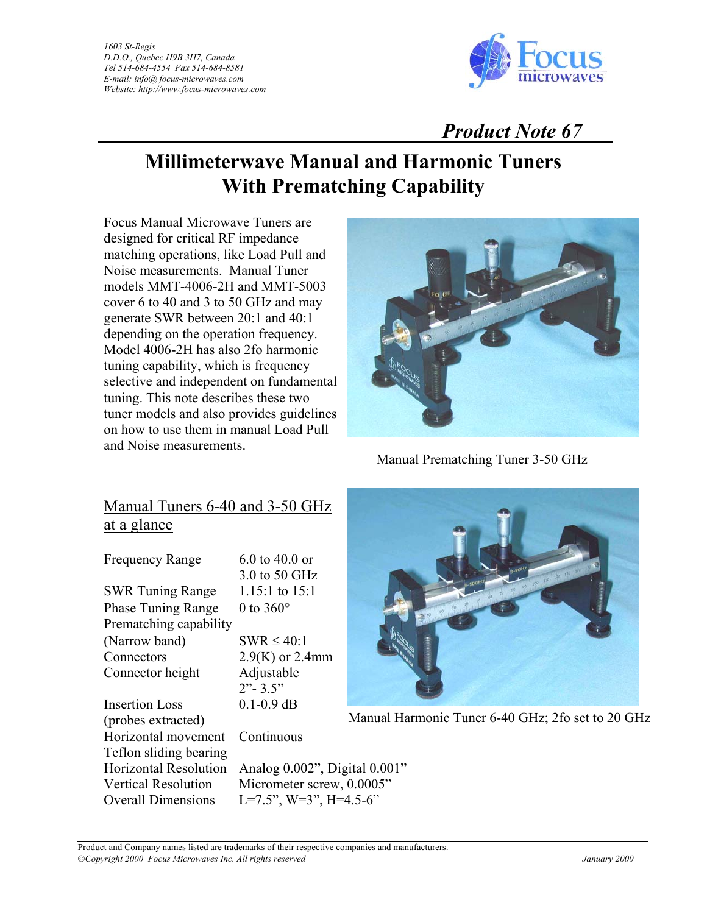1603 St-Regis
D.D.O., Quebec H9B 3H7, Canada
Tel 514-684-4554 Fax 514-684-8581
E-mail: info@focus-microwaves.com
Website: http://www.focus-microwaves.com

***Product Note 67***

# Millimeterwave Manual and Harmonic Tuners With Prematching Capability

Focus Manual Microwave Tuners are designed for critical RF impedance matching operations, like Load Pull and Noise measurements. Manual Tuner models MMT-4006-2H and MMT-5003 cover 6 to 40 and 3 to 50 GHz and may generate SWR between 20:1 and 40:1 depending on the operation frequency. Model 4006-2H has also 2fo harmonic tuning capability, which is frequency selective and independent on fundamental tuning. This note describes these two tuner models and also provides guidelines on how to use them in manual Load Pull and Noise measurements.

Manual Prematching Tuner 3-50 GHz

## Manual Tuners 6-40 and 3-50 GHz at a glance

| | |
|---|---|
| Frequency Range | 6.0 to 40.0 or 3.0 to 50 GHz |
| SWR Tuning Range | 1.15:1 to 15:1 |
| Phase Tuning Range | 0 to 360° |
| Prematching capability (Narrow band) | SWR ≤ 40:1 |
| Connectors | 2.9(K) or 2.4mm |
| Connector height | Adjustable 2"- 3.5" |
| Insertion Loss (probes extracted) | 0.1-0.9 dB |
| Horizontal movement Teflon sliding bearing | Continuous |
| Horizontal Resolution | Analog 0.002", Digital 0.001" |
| Vertical Resolution | Micrometer screw, 0.0005" |
| Overall Dimensions | L=7.5", W=3", H=4.5-6" |

Manual Harmonic Tuner 6-40 GHz; 2fo set to 20 GHz

Product and Company names listed are trademarks of their respective companies and manufacturers.
*©Copyright 2000 Focus Microwaves Inc. All rights reserved* *January 2000*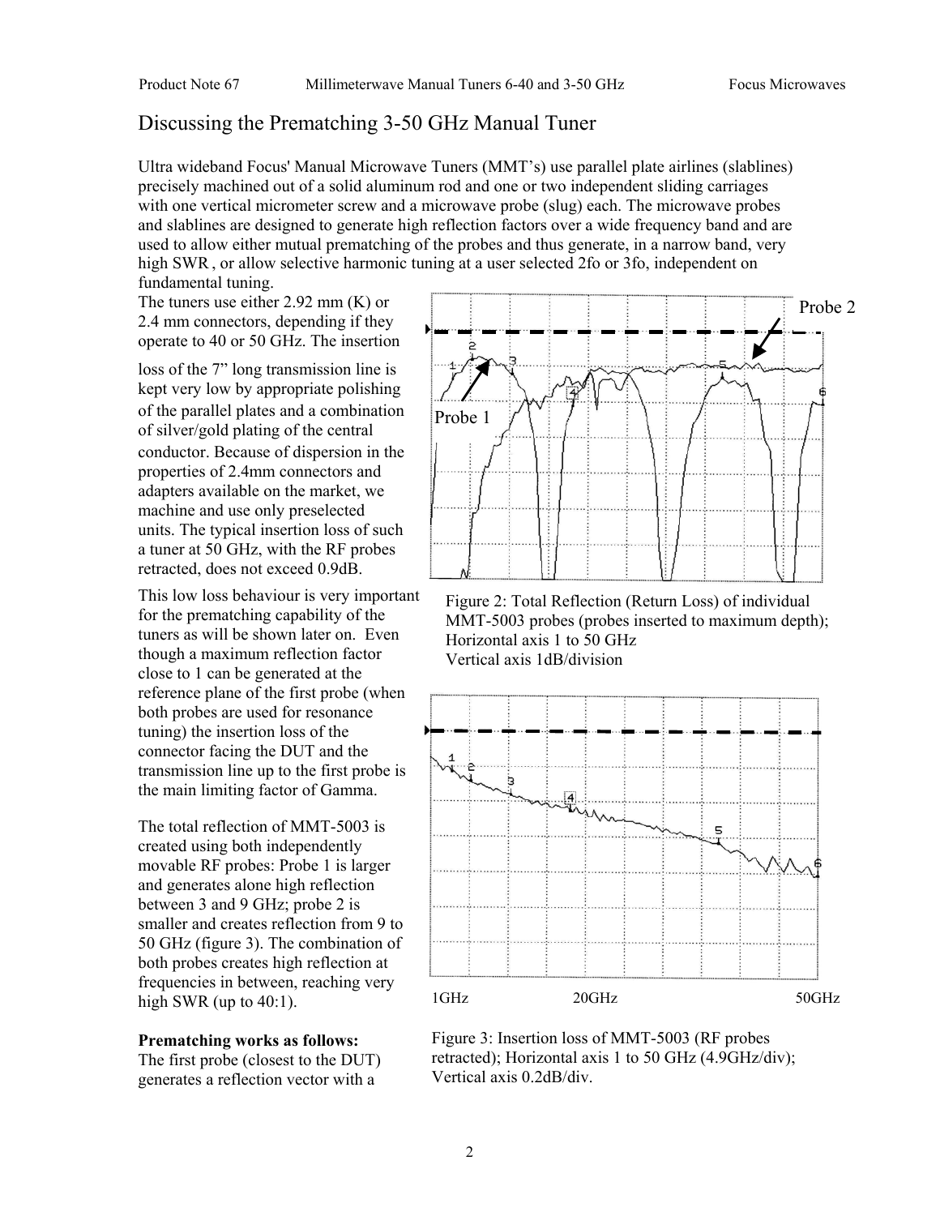# Discussing the Prematching 3-50 GHz Manual Tuner

Ultra wideband Focus' Manual Microwave Tuners (MMT's) use parallel plate airlines (slablines) precisely machined out of a solid aluminum rod and one or two independent sliding carriages with one vertical micrometer screw and a microwave probe (slug) each. The microwave probes and slablines are designed to generate high reflection factors over a wide frequency band and are used to allow either mutual prematching of the probes and thus generate, in a narrow band, very high SWR , or allow selective harmonic tuning at a user selected 2fo or 3fo, independent on fundamental tuning.

The tuners use either 2.92 mm (K) or 2.4 mm connectors, depending if they operate to 40 or 50 GHz. The insertion loss of the 7" long transmission line is kept very low by appropriate polishing of the parallel plates and a combination of silver/gold plating of the central conductor. Because of dispersion in the properties of 2.4mm connectors and adapters available on the market, we machine and use only preselected units. The typical insertion loss of such a tuner at 50 GHz, with the RF probes retracted, does not exceed 0.9dB.

This low loss behaviour is very important for the prematching capability of the tuners as will be shown later on. Even though a maximum reflection factor close to 1 can be generated at the reference plane of the first probe (when both probes are used for resonance tuning) the insertion loss of the connector facing the DUT and the transmission line up to the first probe is the main limiting factor of Gamma.

The total reflection of MMT-5003 is created using both independently movable RF probes: Probe 1 is larger and generates alone high reflection between 3 and 9 GHz; probe 2 is smaller and creates reflection from 9 to 50 GHz (figure 3). The combination of both probes creates high reflection at frequencies in between, reaching very high SWR (up to 40:1).

**Prematching works as follows:**
The first probe (closest to the DUT) generates a reflection vector with a

Figure 2: Total Reflection (Return Loss) of individual MMT-5003 probes (probes inserted to maximum depth); Horizontal axis 1 to 50 GHz
Vertical axis 1dB/division

Figure 3: Insertion loss of MMT-5003 (RF probes retracted); Horizontal axis 1 to 50 GHz (4.9GHz/div); Vertical axis 0.2dB/div.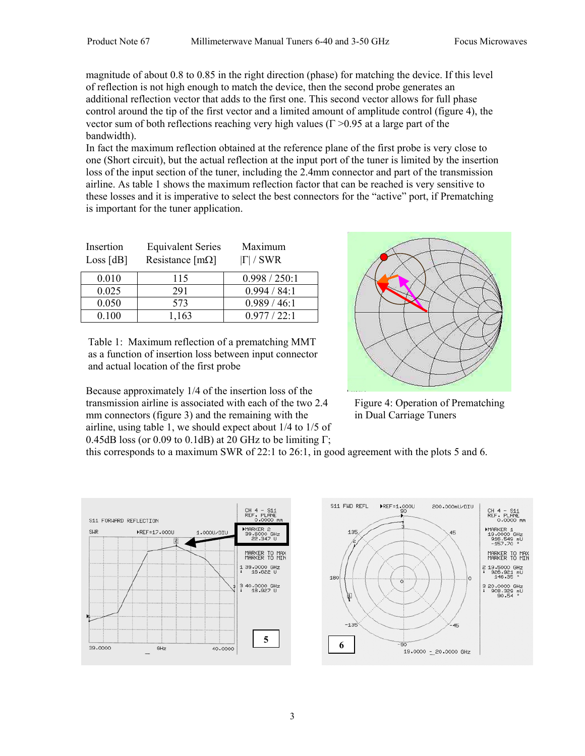magnitude of about 0.8 to 0.85 in the right direction (phase) for matching the device. If this level of reflection is not high enough to match the device, then the second probe generates an additional reflection vector that adds to the first one. This second vector allows for full phase control around the tip of the first vector and a limited amount of amplitude control (figure 4), the vector sum of both reflections reaching very high values (Γ >0.95 at a large part of the bandwidth).

In fact the maximum reflection obtained at the reference plane of the first probe is very close to one (Short circuit), but the actual reflection at the input port of the tuner is limited by the insertion loss of the input section of the tuner, including the 2.4mm connector and part of the transmission airline. As table 1 shows the maximum reflection factor that can be reached is very sensitive to these losses and it is imperative to select the best connectors for the "active" port, if Prematching is important for the tuner application.

| Insertion Loss [dB] | Equivalent Series Resistance [mΩ] | Maximum \|Γ\| / SWR |
|---|---|---|
| 0.010 | 115 | 0.998 / 250:1 |
| 0.025 | 291 | 0.994 / 84:1 |
| 0.050 | 573 | 0.989 / 46:1 |
| 0.100 | 1,163 | 0.977 / 22:1 |

Table 1: Maximum reflection of a prematching MMT as a function of insertion loss between input connector and actual location of the first probe

Figure 4: Operation of Prematching in Dual Carriage Tuners

Because approximately 1/4 of the insertion loss of the transmission airline is associated with each of the two 2.4 mm connectors (figure 3) and the remaining with the airline, using table 1, we should expect about 1/4 to 1/5 of 0.45dB loss (or 0.09 to 0.1dB) at 20 GHz to be limiting Γ; this corresponds to a maximum SWR of 22:1 to 26:1, in good agreement with the plots 5 and 6.

5

6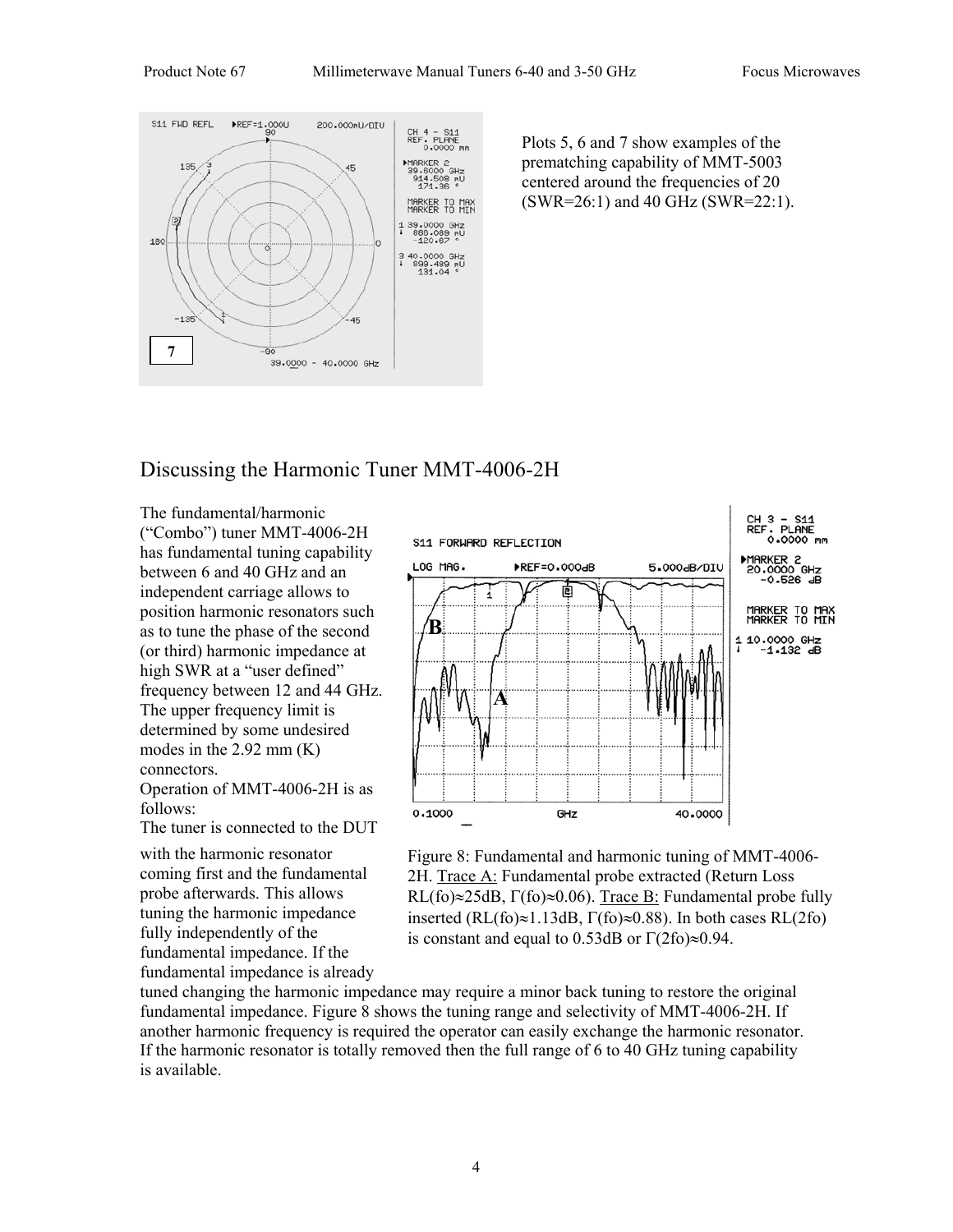Plots 5, 6 and 7 show examples of the prematching capability of MMT-5003 centered around the frequencies of 20 (SWR=26:1) and 40 GHz (SWR=22:1).

## Discussing the Harmonic Tuner MMT-4006-2H

The fundamental/harmonic ("Combo") tuner MMT-4006-2H has fundamental tuning capability between 6 and 40 GHz and an independent carriage allows to position harmonic resonators such as to tune the phase of the second (or third) harmonic impedance at high SWR at a "user defined" frequency between 12 and 44 GHz. The upper frequency limit is determined by some undesired modes in the 2.92 mm (K) connectors.

Operation of MMT-4006-2H is as follows:

The tuner is connected to the DUT with the harmonic resonator coming first and the fundamental probe afterwards. This allows tuning the harmonic impedance fully independently of the fundamental impedance. If the fundamental impedance is already tuned changing the harmonic impedance may require a minor back tuning to restore the original fundamental impedance. Figure 8 shows the tuning range and selectivity of MMT-4006-2H. If another harmonic frequency is required the operator can easily exchange the harmonic resonator. If the harmonic resonator is totally removed then the full range of 6 to 40 GHz tuning capability is available.

Figure 8: Fundamental and harmonic tuning of MMT-4006-2H. Trace A: Fundamental probe extracted (Return Loss RL(fo)≈25dB, Γ(fo)≈0.06). Trace B: Fundamental probe fully inserted (RL(fo)≈1.13dB, Γ(fo)≈0.88). In both cases RL(2fo) is constant and equal to 0.53dB or Γ(2fo)≈0.94.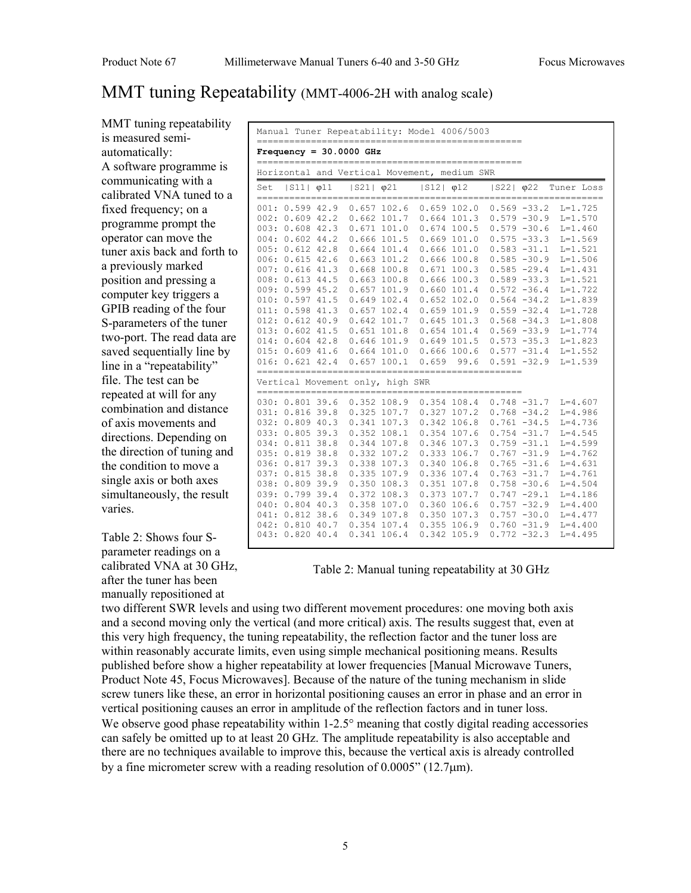# MMT tuning Repeatability (MMT-4006-2H with analog scale)

MMT tuning repeatability is measured semi-automatically: A software programme is communicating with a calibrated VNA tuned to a fixed frequency; on a programme prompt the operator can move the tuner axis back and forth to a previously marked position and pressing a computer key triggers a GPIB reading of the four S-parameters of the tuner two-port. The read data are saved sequentially line by line in a "repeatability" file. The test can be repeated at will for any combination and distance of axis movements and directions. Depending on the direction of tuning and the condition to move a single axis or both axes simultaneously, the result varies.

Manual Tuner Repeatability: Model 4006/5003

**Frequency = 30.0000 GHz**

| Set | \|S11\| | φ11 | \|S21\| | φ21 | \|S12\| | φ12 | \|S22\| | φ22 | Tuner Loss |
|---|---|---|---|---|---|---|---|---|---|
| Horizontal and Vertical Movement, medium SWR | | | | | | | | | |
| 001: | 0.599 | 42.9 | 0.657 | 102.6 | 0.659 | 102.0 | 0.569 | -33.2 | L=1.725 |
| 002: | 0.609 | 42.2 | 0.662 | 101.7 | 0.664 | 101.3 | 0.579 | -30.9 | L=1.570 |
| 003: | 0.608 | 42.3 | 0.671 | 101.0 | 0.674 | 100.5 | 0.579 | -30.6 | L=1.460 |
| 004: | 0.602 | 44.2 | 0.666 | 101.5 | 0.669 | 101.0 | 0.575 | -33.3 | L=1.569 |
| 005: | 0.612 | 42.8 | 0.664 | 101.4 | 0.666 | 101.0 | 0.583 | -31.1 | L=1.521 |
| 006: | 0.615 | 42.6 | 0.663 | 101.2 | 0.666 | 100.8 | 0.585 | -30.9 | L=1.506 |
| 007: | 0.616 | 41.3 | 0.668 | 100.8 | 0.671 | 100.3 | 0.585 | -29.4 | L=1.431 |
| 008: | 0.613 | 44.5 | 0.663 | 100.8 | 0.666 | 100.3 | 0.589 | -33.3 | L=1.521 |
| 009: | 0.599 | 45.2 | 0.657 | 101.9 | 0.660 | 101.4 | 0.572 | -36.4 | L=1.722 |
| 010: | 0.597 | 41.5 | 0.649 | 102.4 | 0.652 | 102.0 | 0.564 | -34.2 | L=1.839 |
| 011: | 0.598 | 41.3 | 0.657 | 102.4 | 0.659 | 101.9 | 0.559 | -32.4 | L=1.728 |
| 012: | 0.612 | 40.9 | 0.642 | 101.7 | 0.645 | 101.3 | 0.568 | -34.3 | L=1.808 |
| 013: | 0.602 | 41.5 | 0.651 | 101.8 | 0.654 | 101.4 | 0.569 | -33.9 | L=1.774 |
| 014: | 0.604 | 42.8 | 0.646 | 101.9 | 0.649 | 101.5 | 0.573 | -35.3 | L=1.823 |
| 015: | 0.609 | 41.6 | 0.664 | 101.0 | 0.666 | 100.6 | 0.577 | -31.4 | L=1.552 |
| 016: | 0.621 | 42.4 | 0.657 | 100.1 | 0.659 | 99.6 | 0.591 | -32.9 | L=1.539 |
| Vertical Movement only, high SWR | | | | | | | | | |
| 030: | 0.801 | 39.6 | 0.352 | 108.9 | 0.354 | 108.4 | 0.748 | -31.7 | L=4.607 |
| 031: | 0.816 | 39.8 | 0.325 | 107.7 | 0.327 | 107.2 | 0.768 | -34.2 | L=4.986 |
| 032: | 0.809 | 40.3 | 0.341 | 107.3 | 0.342 | 106.8 | 0.761 | -34.5 | L=4.736 |
| 033: | 0.805 | 39.3 | 0.352 | 108.1 | 0.354 | 107.6 | 0.754 | -31.7 | L=4.545 |
| 034: | 0.811 | 38.8 | 0.344 | 107.8 | 0.346 | 107.3 | 0.759 | -31.1 | L=4.599 |
| 035: | 0.819 | 38.8 | 0.332 | 107.2 | 0.333 | 106.7 | 0.767 | -31.9 | L=4.762 |
| 036: | 0.817 | 39.3 | 0.338 | 107.3 | 0.340 | 106.8 | 0.765 | -31.6 | L=4.631 |
| 037: | 0.815 | 38.8 | 0.335 | 107.9 | 0.336 | 107.4 | 0.763 | -31.7 | L=4.761 |
| 038: | 0.809 | 39.9 | 0.350 | 108.3 | 0.351 | 107.8 | 0.758 | -30.6 | L=4.504 |
| 039: | 0.799 | 39.4 | 0.372 | 108.3 | 0.373 | 107.7 | 0.747 | -29.1 | L=4.186 |
| 040: | 0.804 | 40.3 | 0.358 | 107.0 | 0.360 | 106.6 | 0.757 | -32.9 | L=4.400 |
| 041: | 0.812 | 38.6 | 0.349 | 107.8 | 0.350 | 107.3 | 0.757 | -30.0 | L=4.477 |
| 042: | 0.810 | 40.7 | 0.354 | 107.4 | 0.355 | 106.9 | 0.760 | -31.9 | L=4.400 |
| 043: | 0.820 | 40.4 | 0.341 | 106.4 | 0.342 | 105.9 | 0.772 | -32.3 | L=4.495 |

Table 2: Manual tuning repeatability at 30 GHz

Table 2: Shows four S-parameter readings on a calibrated VNA at 30 GHz, after the tuner has been manually repositioned at two different SWR levels and using two different movement procedures: one moving both axis and a second moving only the vertical (and more critical) axis. The results suggest that, even at this very high frequency, the tuning repeatability, the reflection factor and the tuner loss are within reasonably accurate limits, even using simple mechanical positioning means. Results published before show a higher repeatability at lower frequencies [Manual Microwave Tuners, Product Note 45, Focus Microwaves]. Because of the nature of the tuning mechanism in slide screw tuners like these, an error in horizontal positioning causes an error in phase and an error in vertical positioning causes an error in amplitude of the reflection factors and in tuner loss.

We observe good phase repeatability within 1-2.5° meaning that costly digital reading accessories can safely be omitted up to at least 20 GHz. The amplitude repeatability is also acceptable and there are no techniques available to improve this, because the vertical axis is already controlled by a fine micrometer screw with a reading resolution of 0.0005" (12.7µm).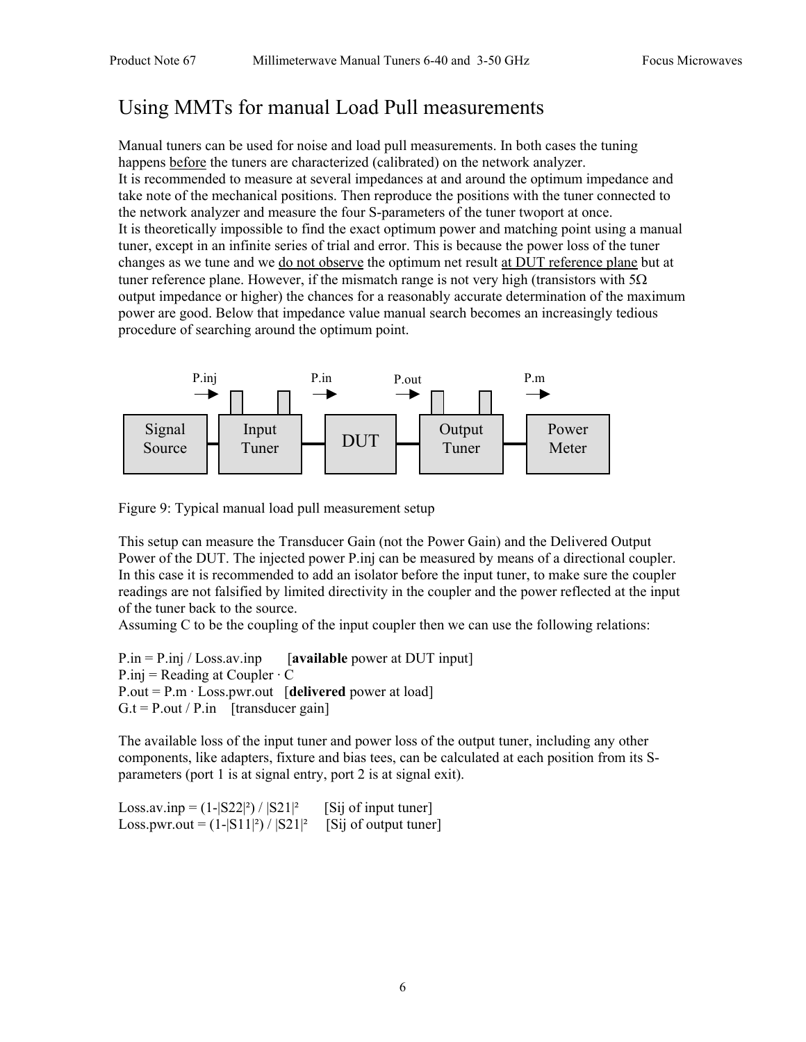# Using MMTs for manual Load Pull measurements

Manual tuners can be used for noise and load pull measurements. In both cases the tuning happens <u>before</u> the tuners are characterized (calibrated) on the network analyzer.
It is recommended to measure at several impedances at and around the optimum impedance and take note of the mechanical positions. Then reproduce the positions with the tuner connected to the network analyzer and measure the four S-parameters of the tuner twoport at once.
It is theoretically impossible to find the exact optimum power and matching point using a manual tuner, except in an infinite series of trial and error. This is because the power loss of the tuner changes as we tune and we <u>do not observe</u> the optimum net result <u>at DUT reference plane</u> but at tuner reference plane. However, if the mismatch range is not very high (transistors with 5Ω output impedance or higher) the chances for a reasonably accurate determination of the maximum power are good. Below that impedance value manual search becomes an increasingly tedious procedure of searching around the optimum point.

Signal Source → P.inj → Input Tuner → P.in → DUT → P.out → Output Tuner → P.m → Power Meter

Figure 9: Typical manual load pull measurement setup

This setup can measure the Transducer Gain (not the Power Gain) and the Delivered Output Power of the DUT. The injected power P.inj can be measured by means of a directional coupler. In this case it is recommended to add an isolator before the input tuner, to make sure the coupler readings are not falsified by limited directivity in the coupler and the power reflected at the input of the tuner back to the source.
Assuming C to be the coupling of the input coupler then we can use the following relations:

P.in = P.inj / Loss.av.inp    [**available** power at DUT input]
P.inj = Reading at Coupler · C
P.out = P.m · Loss.pwr.out   [**delivered** power at load]
G.t = P.out / P.in   [transducer gain]

The available loss of the input tuner and power loss of the output tuner, including any other components, like adapters, fixture and bias tees, can be calculated at each position from its S-parameters (port 1 is at signal entry, port 2 is at signal exit).

Loss.av.inp = $(1-|S22|^2) / |S21|^2$    [Sij of input tuner]
Loss.pwr.out = $(1-|S11|^2) / |S21|^2$    [Sij of output tuner]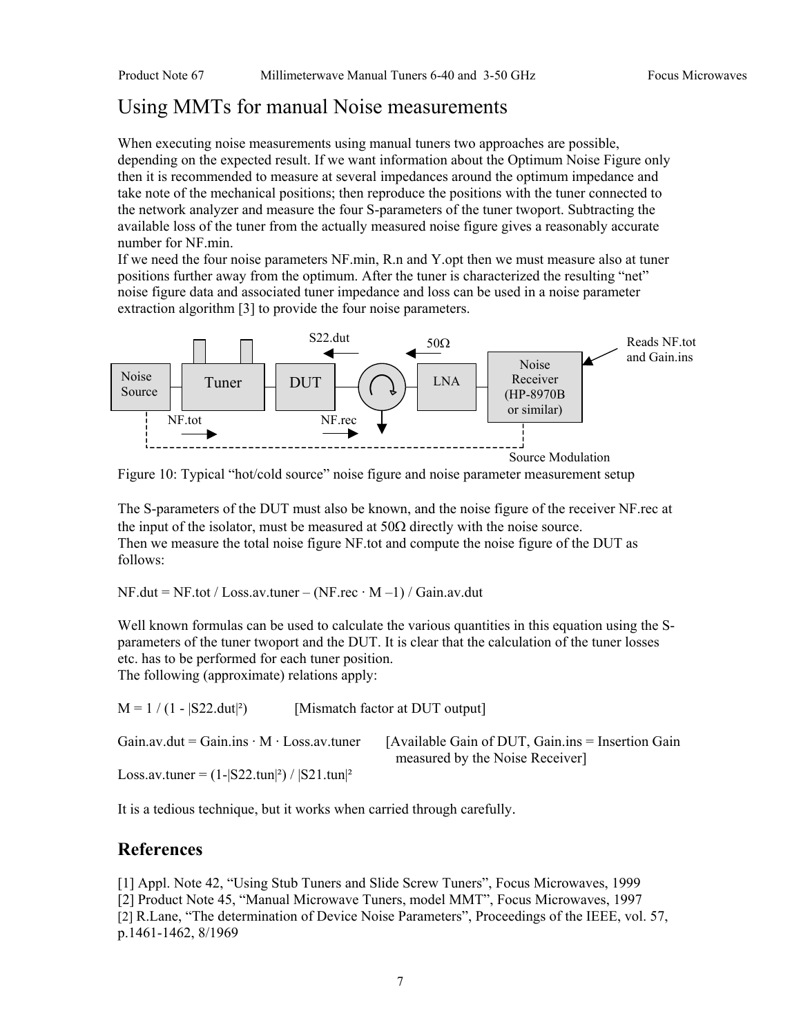# Using MMTs for manual Noise measurements

When executing noise measurements using manual tuners two approaches are possible, depending on the expected result. If we want information about the Optimum Noise Figure only then it is recommended to measure at several impedances around the optimum impedance and take note of the mechanical positions; then reproduce the positions with the tuner connected to the network analyzer and measure the four S-parameters of the tuner twoport. Subtracting the available loss of the tuner from the actually measured noise figure gives a reasonably accurate number for NF.min.

If we need the four noise parameters NF.min, R.n and Y.opt then we must measure also at tuner positions further away from the optimum. After the tuner is characterized the resulting "net" noise figure data and associated tuner impedance and loss can be used in a noise parameter extraction algorithm [3] to provide the four noise parameters.

Noise Source

Tuner

DUT

S22.dut

50Ω

LNA

Noise Receiver (HP-8970B or similar)

Reads NF.tot and Gain.ins

NF.tot

NF.rec

Source Modulation

Figure 10: Typical "hot/cold source" noise figure and noise parameter measurement setup

The S-parameters of the DUT must also be known, and the noise figure of the receiver NF.rec at the input of the isolator, must be measured at 50Ω directly with the noise source.

Then we measure the total noise figure NF.tot and compute the noise figure of the DUT as follows:

$$NF.dut = NF.tot / Loss.av.tuner – (NF.rec \cdot M – 1) / Gain.av.dut$$

Well known formulas can be used to calculate the various quantities in this equation using the S-parameters of the tuner twoport and the DUT. It is clear that the calculation of the tuner losses etc. has to be performed for each tuner position.

The following (approximate) relations apply:

$M = 1 / (1 - |S22.dut|^2)$ [Mismatch factor at DUT output]

$Gain.av.dut = Gain.ins \cdot M \cdot Loss.av.tuner$ [Available Gain of DUT, Gain.ins = Insertion Gain measured by the Noise Receiver]

$Loss.av.tuner = (1-|S22.tun|^2) / |S21.tun|^2$

It is a tedious technique, but it works when carried through carefully.

## References

[1] Appl. Note 42, "Using Stub Tuners and Slide Screw Tuners", Focus Microwaves, 1999

[2] Product Note 45, "Manual Microwave Tuners, model MMT", Focus Microwaves, 1997

[2] R.Lane, "The determination of Device Noise Parameters", Proceedings of the IEEE, vol. 57, p.1461-1462, 8/1969